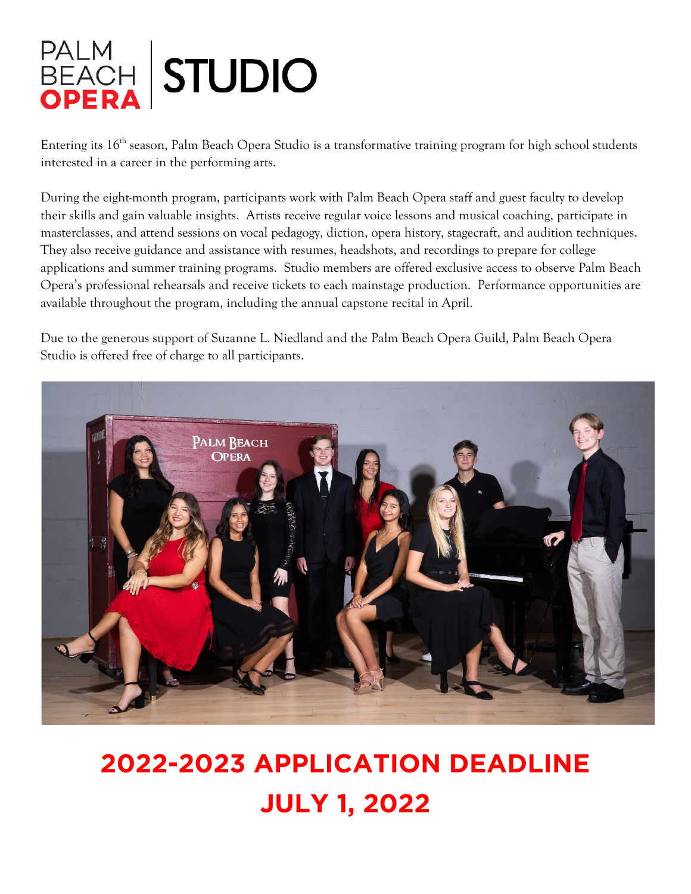# PALM BEACH OPERA | STUDIO

Entering its 16th season, Palm Beach Opera Studio is a transformative training program for high school students interested in a career in the performing arts.

During the eight-month program, participants work with Palm Beach Opera staff and guest faculty to develop their skills and gain valuable insights. Artists receive regular voice lessons and musical coaching, participate in masterclasses, and attend sessions on vocal pedagogy, diction, opera history, stagecraft, and audition techniques. They also receive guidance and assistance with resumes, headshots, and recordings to prepare for college applications and summer training programs. Studio members are offered exclusive access to observe Palm Beach Opera's professional rehearsals and receive tickets to each mainstage production. Performance opportunities are available throughout the program, including the annual capstone recital in April.

Due to the generous support of Suzanne L. Niedland and the Palm Beach Opera Guild, Palm Beach Opera Studio is offered free of charge to all participants.

## 2022-2023 APPLICATION DEADLINE
## JULY 1, 2022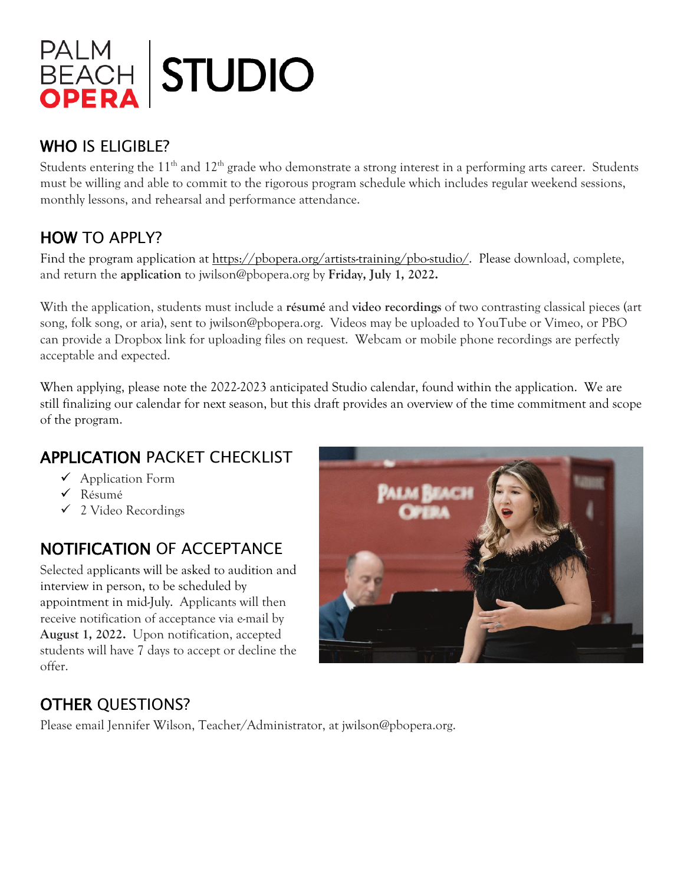# PALM BEACH OPERA | STUDIO

## WHO IS ELIGIBLE?

Students entering the 11th and 12th grade who demonstrate a strong interest in a performing arts career. Students must be willing and able to commit to the rigorous program schedule which includes regular weekend sessions, monthly lessons, and rehearsal and performance attendance.

## HOW TO APPLY?

Find the program application at https://pbopera.org/artists-training/pbo-studio/. Please download, complete, and return the **application** to jwilson@pbopera.org by **Friday, July 1, 2022.**

With the application, students must include a **résumé** and **video recordings** of two contrasting classical pieces (art song, folk song, or aria), sent to jwilson@pbopera.org. Videos may be uploaded to YouTube or Vimeo, or PBO can provide a Dropbox link for uploading files on request. Webcam or mobile phone recordings are perfectly acceptable and expected.

When applying, please note the 2022-2023 anticipated Studio calendar, found within the application. We are still finalizing our calendar for next season, but this draft provides an overview of the time commitment and scope of the program.

## APPLICATION PACKET CHECKLIST

- ✓ Application Form
- ✓ Résumé
- ✓ 2 Video Recordings

## NOTIFICATION OF ACCEPTANCE

Selected applicants will be asked to audition and interview in person, to be scheduled by appointment in mid-July. Applicants will then receive notification of acceptance via e-mail by **August 1, 2022.** Upon notification, accepted students will have 7 days to accept or decline the offer.

## OTHER QUESTIONS?

Please email Jennifer Wilson, Teacher/Administrator, at jwilson@pbopera.org.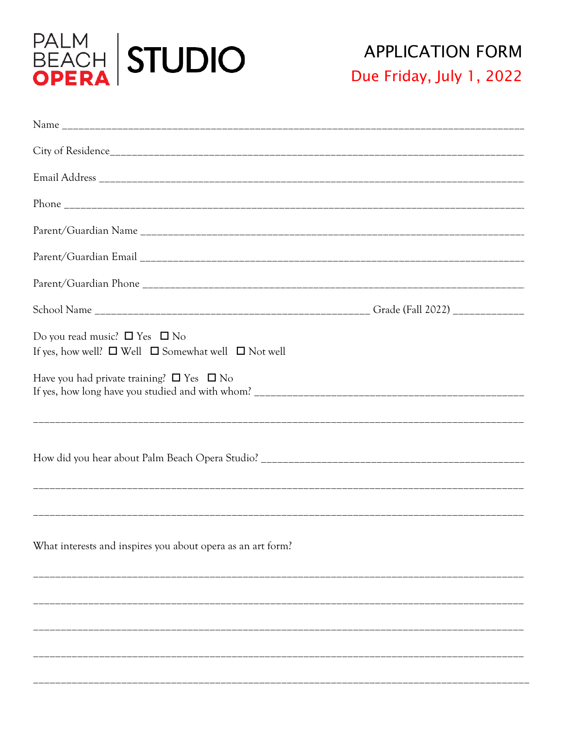PALM BEACH OPERA | STUDIO

# APPLICATION FORM

Due Friday, July 1, 2022

Name ______________________________________________________________________________

City of Residence______________________________________________________________________

Email Address _________________________________________________________________________

Phone _______________________________________________________________________________

Parent/Guardian Name __________________________________________________________________

Parent/Guardian Email __________________________________________________________________

Parent/Guardian Phone _________________________________________________________________

School Name _______________________________________________ Grade (Fall 2022) ____________

Do you read music? ☐ Yes ☐ No
If yes, how well? ☐ Well ☐ Somewhat well ☐ Not well

Have you had private training? ☐ Yes ☐ No
If yes, how long have you studied and with whom? _____________________________________________

_____________________________________________________________________________________

How did you hear about Palm Beach Opera Studio? _____________________________________________

_____________________________________________________________________________________

_____________________________________________________________________________________

What interests and inspires you about opera as an art form?

_____________________________________________________________________________________

_____________________________________________________________________________________

_____________________________________________________________________________________

_____________________________________________________________________________________

_____________________________________________________________________________________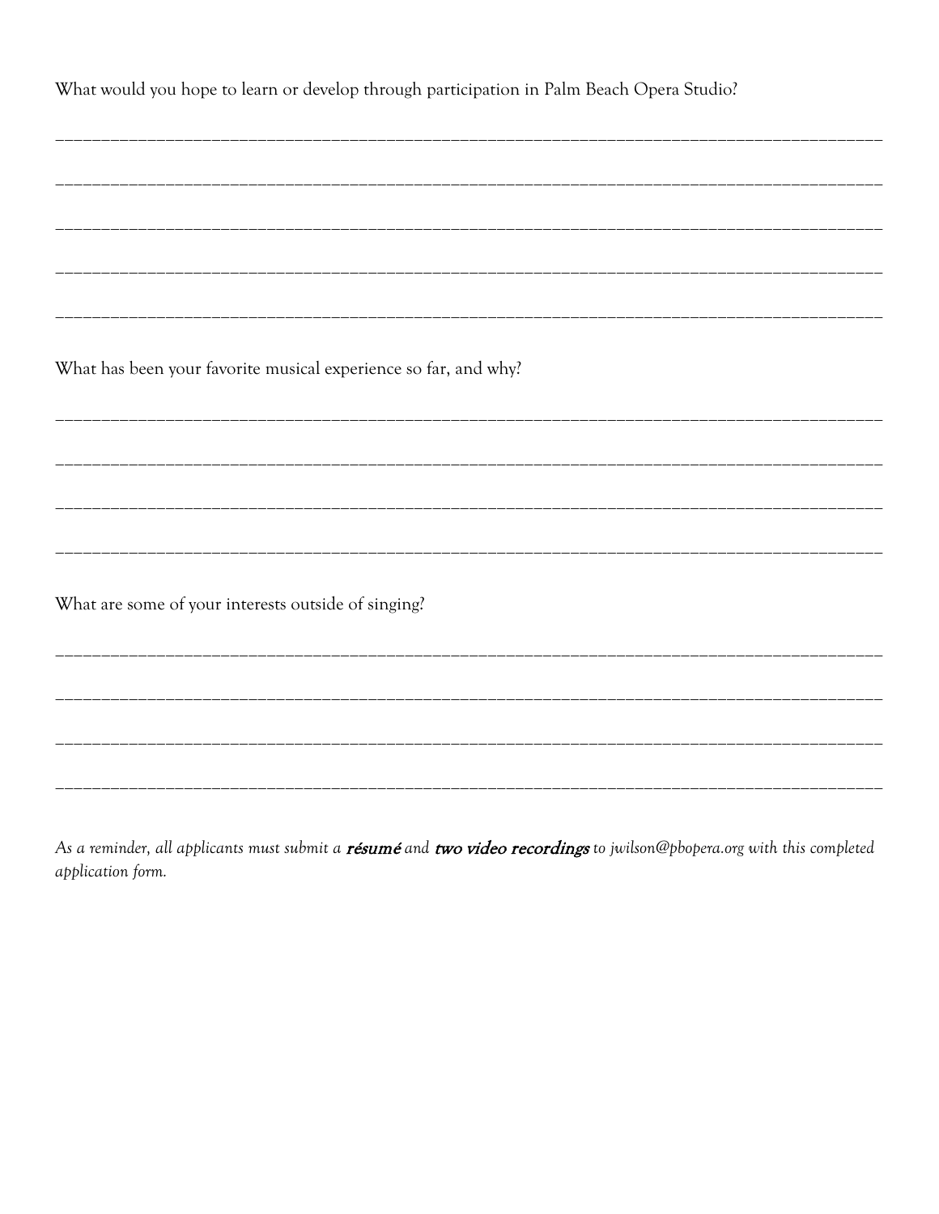What would you hope to learn or develop through participation in Palm Beach Opera Studio?

_______________________________________________________________________________________________

_______________________________________________________________________________________________

_______________________________________________________________________________________________

_______________________________________________________________________________________________

_______________________________________________________________________________________________

What has been your favorite musical experience so far, and why?

_______________________________________________________________________________________________

_______________________________________________________________________________________________

_______________________________________________________________________________________________

_______________________________________________________________________________________________

What are some of your interests outside of singing?

_______________________________________________________________________________________________

_______________________________________________________________________________________________

_______________________________________________________________________________________________

_______________________________________________________________________________________________

*As a reminder, all applicants must submit a* ***résumé*** *and* ***two video recordings*** *to jwilson@pbopera.org with this completed application form.*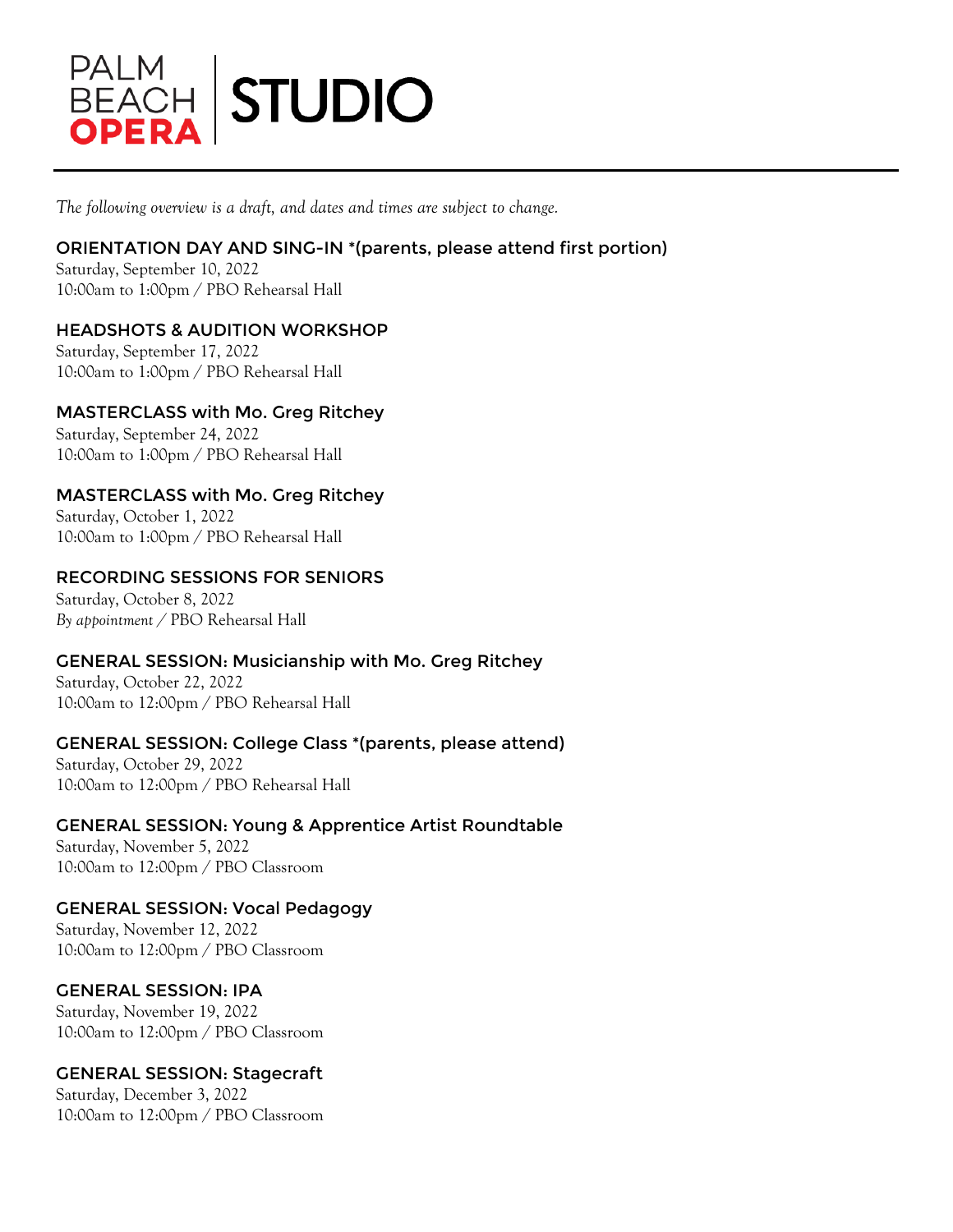PALM BEACH OPERA | STUDIO

*The following overview is a draft, and dates and times are subject to change.*

### ORIENTATION DAY AND SING-IN *(parents, please attend first portion)
Saturday, September 10, 2022
10:00am to 1:00pm / PBO Rehearsal Hall

### HEADSHOTS & AUDITION WORKSHOP
Saturday, September 17, 2022
10:00am to 1:00pm / PBO Rehearsal Hall

### MASTERCLASS with Mo. Greg Ritchey
Saturday, September 24, 2022
10:00am to 1:00pm / PBO Rehearsal Hall

### MASTERCLASS with Mo. Greg Ritchey
Saturday, October 1, 2022
10:00am to 1:00pm / PBO Rehearsal Hall

### RECORDING SESSIONS FOR SENIORS
Saturday, October 8, 2022
*By appointment* / PBO Rehearsal Hall

### GENERAL SESSION: Musicianship with Mo. Greg Ritchey
Saturday, October 22, 2022
10:00am to 12:00pm / PBO Rehearsal Hall

### GENERAL SESSION: College Class *(parents, please attend)
Saturday, October 29, 2022
10:00am to 12:00pm / PBO Rehearsal Hall

### GENERAL SESSION: Young & Apprentice Artist Roundtable
Saturday, November 5, 2022
10:00am to 12:00pm / PBO Classroom

### GENERAL SESSION: Vocal Pedagogy
Saturday, November 12, 2022
10:00am to 12:00pm / PBO Classroom

### GENERAL SESSION: IPA
Saturday, November 19, 2022
10:00am to 12:00pm / PBO Classroom

### GENERAL SESSION: Stagecraft
Saturday, December 3, 2022
10:00am to 12:00pm / PBO Classroom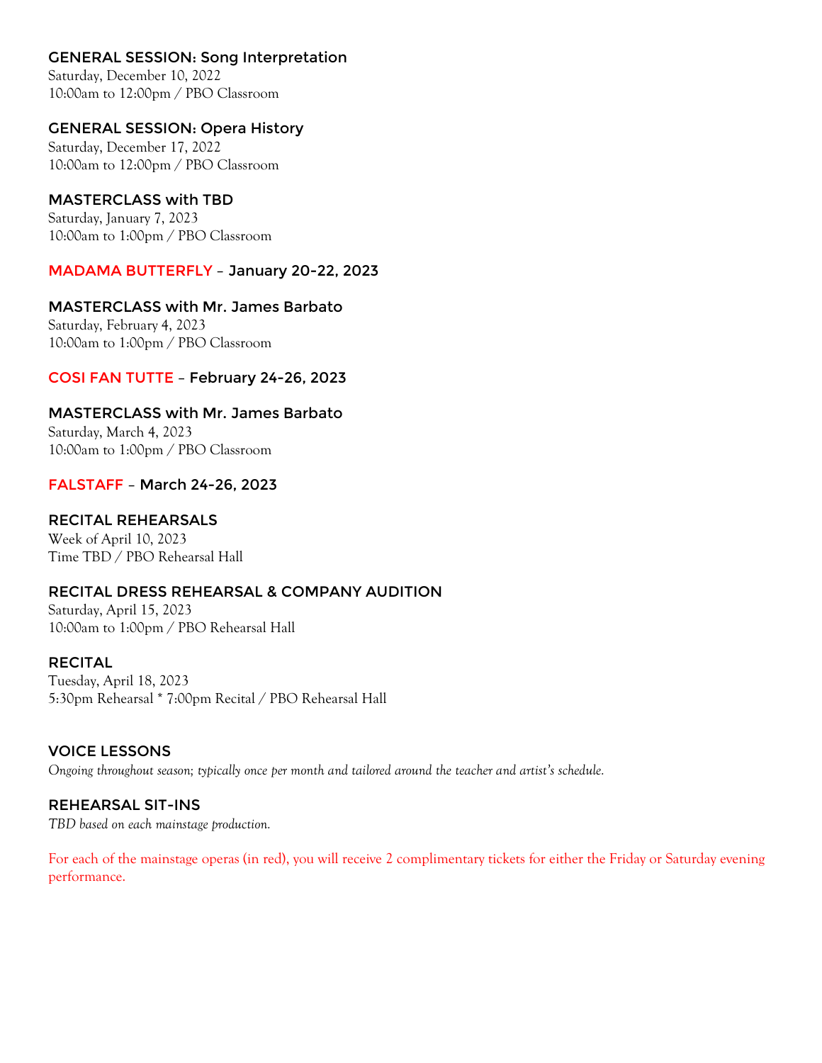### GENERAL SESSION: Song Interpretation

Saturday, December 10, 2022
10:00am to 12:00pm / PBO Classroom

### GENERAL SESSION: Opera History

Saturday, December 17, 2022
10:00am to 12:00pm / PBO Classroom

### MASTERCLASS with TBD

Saturday, January 7, 2023
10:00am to 1:00pm / PBO Classroom

### MADAMA BUTTERFLY – January 20-22, 2023

### MASTERCLASS with Mr. James Barbato

Saturday, February 4, 2023
10:00am to 1:00pm / PBO Classroom

### COSI FAN TUTTE – February 24-26, 2023

### MASTERCLASS with Mr. James Barbato

Saturday, March 4, 2023
10:00am to 1:00pm / PBO Classroom

### FALSTAFF – March 24-26, 2023

### RECITAL REHEARSALS

Week of April 10, 2023
Time TBD / PBO Rehearsal Hall

### RECITAL DRESS REHEARSAL & COMPANY AUDITION

Saturday, April 15, 2023
10:00am to 1:00pm / PBO Rehearsal Hall

### RECITAL

Tuesday, April 18, 2023
5:30pm Rehearsal * 7:00pm Recital / PBO Rehearsal Hall

### VOICE LESSONS

*Ongoing throughout season; typically once per month and tailored around the teacher and artist's schedule.*

### REHEARSAL SIT-INS

*TBD based on each mainstage production.*

For each of the mainstage operas (in red), you will receive 2 complimentary tickets for either the Friday or Saturday evening performance.